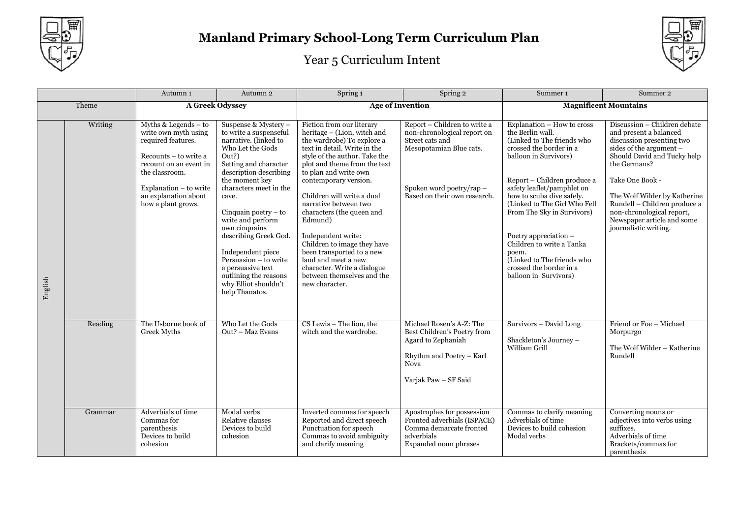# Manland Primary School-Long Term Curriculum Plan

## Year 5 Curriculum Intent

| | | Autumn 1 | Autumn 2 | Spring 1 | Spring 2 | Summer 1 | Summer 2 |
|---|---|---|---|---|---|---|---|
| Theme | | **A Greek Odyssey** | | **Age of Invention** | | **Magnificent Mountains** | |
| English | Writing | Myths & Legends – to write own myth using required features.<br><br>Recounts – to write a recount on an event in the classroom.<br><br>Explanation – to write an explanation about how a plant grows. | Suspense & Mystery – to write a suspenseful narrative. (linked to Who Let the Gods Out?)<br>Setting and character description describing the moment key characters meet in the cave.<br><br>Cinquain poetry – to write and perform own cinquains describing Greek God.<br><br>Independent piece Persuasion – to write a persuasive text outlining the reasons why Elliot shouldn't help Thanatos. | Fiction from our literary heritage – (Lion, witch and the wardrobe) To explore a text in detail. Write in the style of the author. Take the plot and theme from the text to plan and write own contemporary version.<br><br>Children will write a dual narrative between two characters (the queen and Edmund)<br><br>Independent write: Children to image they have been transported to a new land and meet a new character. Write a dialogue between themselves and the new character. | Report – Children to write a non-chronological report on Street cats and Mesopotamian Blue cats.<br><br>Spoken word poetry/rap – Based on their own research. | Explanation – How to cross the Berlin wall.<br>(Linked to The friends who crossed the border in a balloon in Survivors)<br><br>Report – Children produce a safety leaflet/pamphlet on how to scuba dive safely. (Linked to The Girl Who Fell From The Sky in Survivors)<br><br>Poetry appreciation – Children to write a Tanka poem.<br>(Linked to The friends who crossed the border in a balloon in Survivors) | Discussion – Children debate and present a balanced discussion presenting two sides of the argument – Should David and Tucky help the Germans?<br><br>Take One Book -<br><br>The Wolf Wilder by Katherine Rundell – Children produce a non-chronological report, Newspaper article and some journalistic writing. |
| | Reading | The Usborne book of Greek Myths | Who Let the Gods Out? – Maz Evans | CS Lewis – The lion, the witch and the wardrobe. | Michael Rosen's A-Z: The Best Children's Poetry from Agard to Zephaniah<br><br>Rhythm and Poetry – Karl Nova<br><br>Varjak Paw – SF Said | Survivors – David Long<br><br>Shackleton's Journey – William Grill | Friend or Foe – Michael Morpurgo<br><br>The Wolf Wilder – Katherine Rundell |
| | Grammar | Adverbials of time<br>Commas for parenthesis<br>Devices to build cohesion | Modal verbs<br>Relative clauses<br>Devices to build cohesion | Inverted commas for speech<br>Reported and direct speech<br>Punctuation for speech<br>Commas to avoid ambiguity and clarify meaning | Apostrophes for possession<br>Fronted adverbials (ISPACE)<br>Comma demarcate fronted adverbials<br>Expanded noun phrases | Commas to clarify meaning<br>Adverbials of time<br>Devices to build cohesion<br>Modal verbs | Converting nouns or adjectives into verbs using suffixes.<br>Adverbials of time<br>Brackets/commas for parenthesis |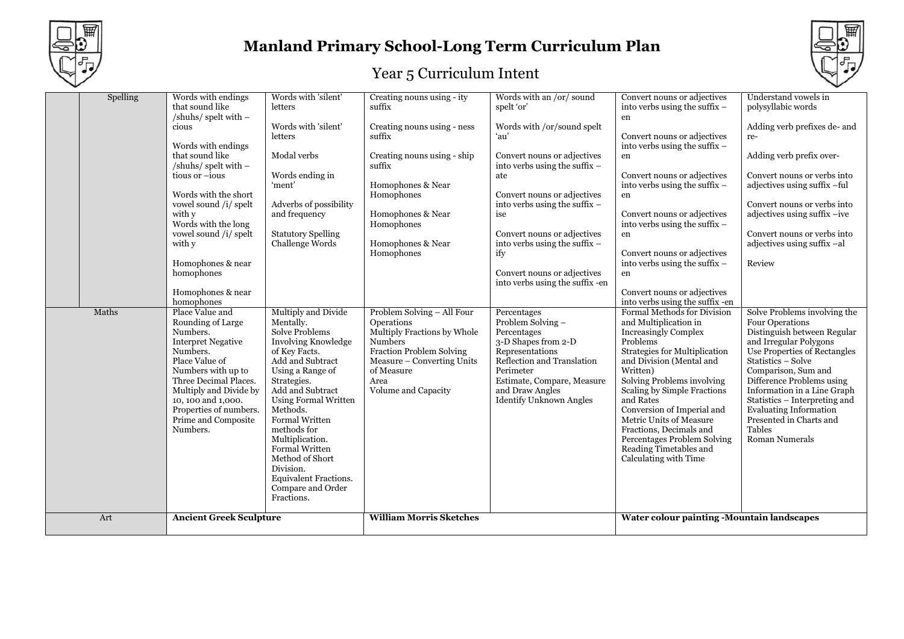# Manland Primary School-Long Term Curriculum Plan

## Year 5 Curriculum Intent

| | | | | | | |
|---|---|---|---|---|---|---|
| Spelling | Words with endings that sound like /shuhs/ spelt with –cious<br><br>Words with endings that sound like /shuhs/ spelt with –tious or –ious<br><br>Words with the short vowel sound /i/ spelt with y<br>Words with the long vowel sound /i/ spelt with y<br><br>Homophones & near homophones<br><br>Homophones & near homophones | Words with 'silent' letters<br><br>Words with 'silent' letters<br><br>Modal verbs<br><br>Words ending in 'ment'<br><br>Adverbs of possibility and frequency<br><br>Statutory Spelling Challenge Words | Creating nouns using - ity suffix<br><br>Creating nouns using - ness suffix<br><br>Creating nouns using - ship suffix<br><br>Homophones & Near Homophones<br><br>Homophones & Near Homophones<br><br>Homophones & Near Homophones | Words with an /or/ sound spelt 'or'<br><br>Words with /or/sound spelt 'au'<br><br>Convert nouns or adjectives into verbs using the suffix –ate<br><br>Convert nouns or adjectives into verbs using the suffix –ise<br><br>Convert nouns or adjectives into verbs using the suffix –ify<br><br>Convert nouns or adjectives into verbs using the suffix -en | Convert nouns or adjectives into verbs using the suffix –en<br><br>Convert nouns or adjectives into verbs using the suffix –en<br><br>Convert nouns or adjectives into verbs using the suffix –en<br><br>Convert nouns or adjectives into verbs using the suffix –en<br><br>Convert nouns or adjectives into verbs using the suffix –en<br><br>Convert nouns or adjectives into verbs using the suffix -en | Understand vowels in polysyllabic words<br><br>Adding verb prefixes de- and re-<br><br>Adding verb prefix over-<br><br>Convert nouns or verbs into adjectives using suffix –ful<br><br>Convert nouns or verbs into adjectives using suffix –ive<br><br>Convert nouns or verbs into adjectives using suffix –al<br><br>Review |
| Maths | Place Value and Rounding of Large Numbers.<br>Interpret Negative Numbers.<br>Place Value of Numbers with up to Three Decimal Places.<br>Multiply and Divide by 10, 100 and 1,000.<br>Properties of numbers.<br>Prime and Composite Numbers. | Multiply and Divide Mentally.<br>Solve Problems Involving Knowledge of Key Facts.<br>Add and Subtract Using a Range of Strategies.<br>Add and Subtract Using Formal Written Methods.<br>Formal Written methods for Multiplication.<br>Formal Written Method of Short Division.<br>Equivalent Fractions.<br>Compare and Order Fractions. | Problem Solving – All Four Operations<br>Multiply Fractions by Whole Numbers<br>Fraction Problem Solving<br>Measure – Converting Units of Measure<br>Area<br>Volume and Capacity | Percentages<br>Problem Solving – Percentages<br>3-D Shapes from 2-D Representations<br>Reflection and Translation<br>Perimeter<br>Estimate, Compare, Measure and Draw Angles<br>Identify Unknown Angles | Formal Methods for Division and Multiplication in Increasingly Complex Problems<br>Strategies for Multiplication and Division (Mental and Written)<br>Solving Problems involving Scaling by Simple Fractions and Rates<br>Conversion of Imperial and Metric Units of Measure<br>Fractions, Decimals and Percentages Problem Solving<br>Reading Timetables and Calculating with Time | Solve Problems involving the Four Operations<br>Distinguish between Regular and Irregular Polygons<br>Use Properties of Rectangles<br>Statistics – Solve Comparison, Sum and Difference Problems using Information in a Line Graph<br>Statistics – Interpreting and Evaluating Information Presented in Charts and Tables<br>Roman Numerals |
| Art | **Ancient Greek Sculpture** | | **William Morris Sketches** | | **Water colour painting -Mountain landscapes** | |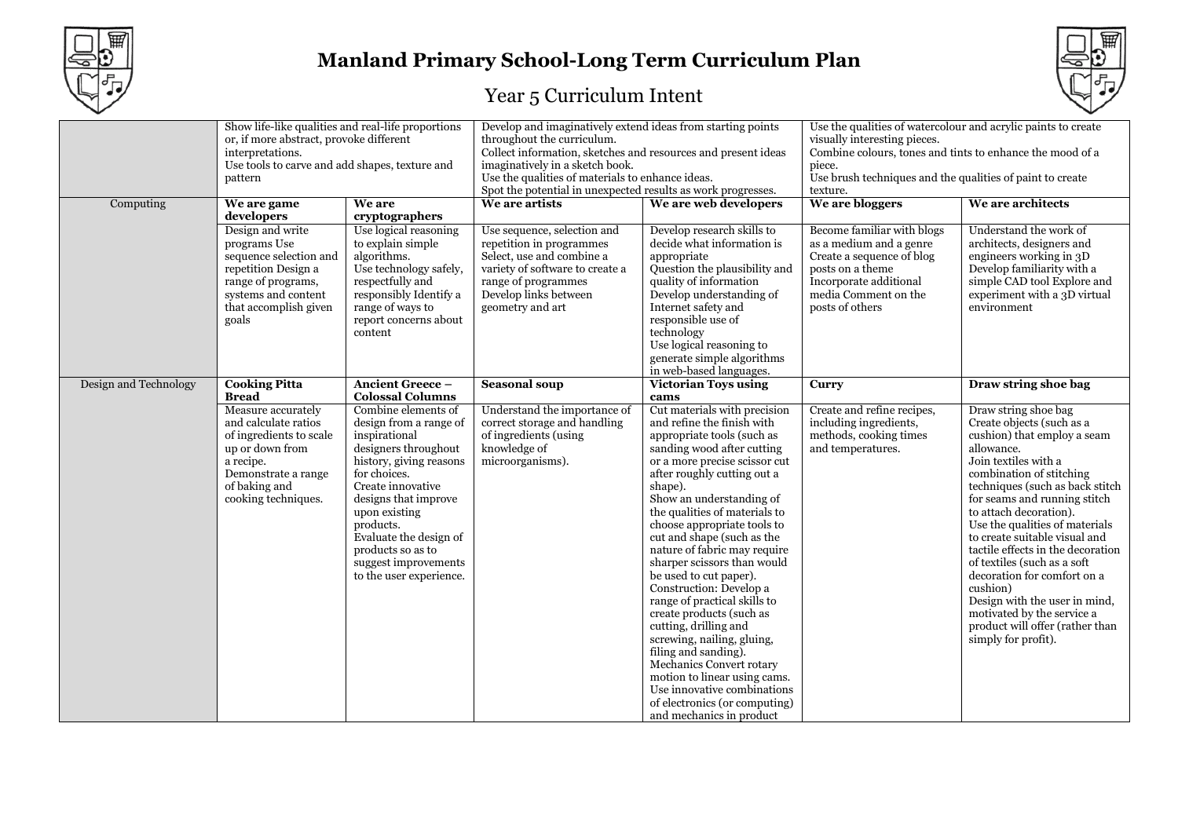# Manland Primary School-Long Term Curriculum Plan

## Year 5 Curriculum Intent

| | | | | | | |
|---|---|---|---|---|---|---|
| | Show life-like qualities and real-life proportions or, if more abstract, provoke different interpretations. Use tools to carve and add shapes, texture and pattern | | Develop and imaginatively extend ideas from starting points throughout the curriculum. Collect information, sketches and resources and present ideas imaginatively in a sketch book. Use the qualities of materials to enhance ideas. Spot the potential in unexpected results as work progresses. | | Use the qualities of watercolour and acrylic paints to create visually interesting pieces. Combine colours, tones and tints to enhance the mood of a piece. Use brush techniques and the qualities of paint to create texture. | |
| Computing | **We are game developers** | **We are cryptographers** | **We are artists** | **We are web developers** | **We are bloggers** | **We are architects** |
| | Design and write programs Use sequence selection and repetition Design a range of programs, systems and content that accomplish given goals | Use logical reasoning to explain simple algorithms. Use technology safely, respectfully and responsibly Identify a range of ways to report concerns about content | Use sequence, selection and repetition in programmes Select, use and combine a variety of software to create a range of programmes Develop links between geometry and art | Develop research skills to decide what information is appropriate Question the plausibility and quality of information Develop understanding of Internet safety and responsible use of technology Use logical reasoning to generate simple algorithms in web-based languages. | Become familiar with blogs as a medium and a genre Create a sequence of blog posts on a theme Incorporate additional media Comment on the posts of others | Understand the work of architects, designers and engineers working in 3D Develop familiarity with a simple CAD tool Explore and experiment with a 3D virtual environment |
| Design and Technology | **Cooking Pitta Bread** | **Ancient Greece – Colossal Columns** | **Seasonal soup** | **Victorian Toys using cams** | **Curry** | **Draw string shoe bag** |
| | Measure accurately and calculate ratios of ingredients to scale up or down from a recipe. Demonstrate a range of baking and cooking techniques. | Combine elements of design from a range of inspirational designers throughout history, giving reasons for choices. Create innovative designs that improve upon existing products. Evaluate the design of products so as to suggest improvements to the user experience. | Understand the importance of correct storage and handling of ingredients (using knowledge of microorganisms). | Cut materials with precision and refine the finish with appropriate tools (such as sanding wood after cutting or a more precise scissor cut after roughly cutting out a shape). Show an understanding of the qualities of materials to choose appropriate tools to cut and shape (such as the nature of fabric may require sharper scissors than would be used to cut paper). Construction: Develop a range of practical skills to create products (such as cutting, drilling and screwing, nailing, gluing, filing and sanding). Mechanics Convert rotary motion to linear using cams. Use innovative combinations of electronics (or computing) and mechanics in product | Create and refine recipes, including ingredients, methods, cooking times and temperatures. | Draw string shoe bag Create objects (such as a cushion) that employ a seam allowance. Join textiles with a combination of stitching techniques (such as back stitch for seams and running stitch to attach decoration). Use the qualities of materials to create suitable visual and tactile effects in the decoration of textiles (such as a soft decoration for comfort on a cushion) Design with the user in mind, motivated by the service a product will offer (rather than simply for profit). |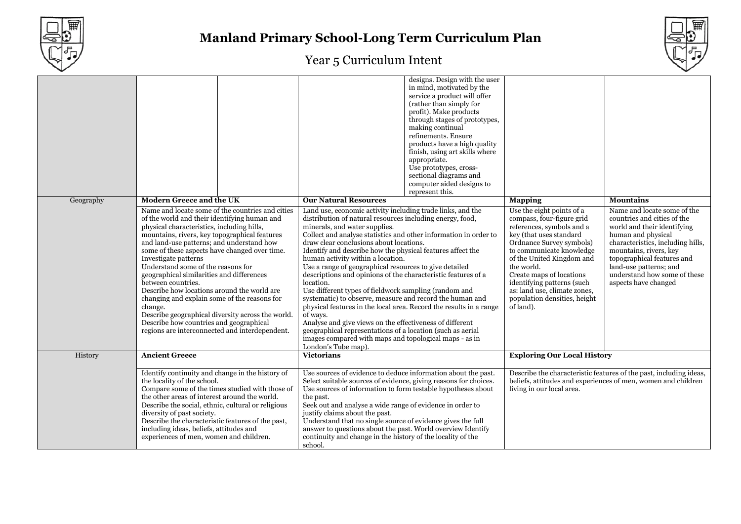| | | | | | | |
|---|---|---|---|---|---|---|
| | | | | designs. Design with the user in mind, motivated by the service a product will offer (rather than simply for profit). Make products through stages of prototypes, making continual refinements. Ensure products have a high quality finish, using art skills where appropriate.<br>Use prototypes, cross-sectional diagrams and computer aided designs to represent this. | | |
| Geography | **Modern Greece and the UK** | | **Our Natural Resources** | | **Mapping** | **Mountains** |
| | Name and locate some of the countries and cities of the world and their identifying human and physical characteristics, including hills, mountains, rivers, key topographical features and land-use patterns; and understand how some of these aspects have changed over time.<br>Investigate patterns<br>Understand some of the reasons for geographical similarities and differences between countries.<br>Describe how locations around the world are changing and explain some of the reasons for change.<br>Describe geographical diversity across the world.<br>Describe how countries and geographical regions are interconnected and interdependent. | | Land use, economic activity including trade links, and the distribution of natural resources including energy, food, minerals, and water supplies.<br>Collect and analyse statistics and other information in order to draw clear conclusions about locations.<br>Identify and describe how the physical features affect the human activity within a location.<br>Use a range of geographical resources to give detailed descriptions and opinions of the characteristic features of a location.<br>Use different types of fieldwork sampling (random and systematic) to observe, measure and record the human and physical features in the local area. Record the results in a range of ways.<br>Analyse and give views on the effectiveness of different geographical representations of a location (such as aerial images compared with maps and topological maps - as in London's Tube map). | | Use the eight points of a compass, four-figure grid references, symbols and a key (that uses standard Ordnance Survey symbols) to communicate knowledge of the United Kingdom and the world.<br>Create maps of locations identifying patterns (such as: land use, climate zones, population densities, height of land). | Name and locate some of the countries and cities of the world and their identifying human and physical characteristics, including hills, mountains, rivers, key topographical features and land-use patterns; and understand how some of these aspects have changed |
| History | **Ancient Greece** | | **Victorians** | | **Exploring Our Local History** | |
| | Identify continuity and change in the history of the locality of the school.<br>Compare some of the times studied with those of the other areas of interest around the world.<br>Describe the social, ethnic, cultural or religious diversity of past society.<br>Describe the characteristic features of the past, including ideas, beliefs, attitudes and experiences of men, women and children. | | Use sources of evidence to deduce information about the past.<br>Select suitable sources of evidence, giving reasons for choices.<br>Use sources of information to form testable hypotheses about the past.<br>Seek out and analyse a wide range of evidence in order to justify claims about the past.<br>Understand that no single source of evidence gives the full answer to questions about the past. World overview Identify continuity and change in the history of the locality of the school. | | Describe the characteristic features of the past, including ideas, beliefs, attitudes and experiences of men, women and children living in our local area. | |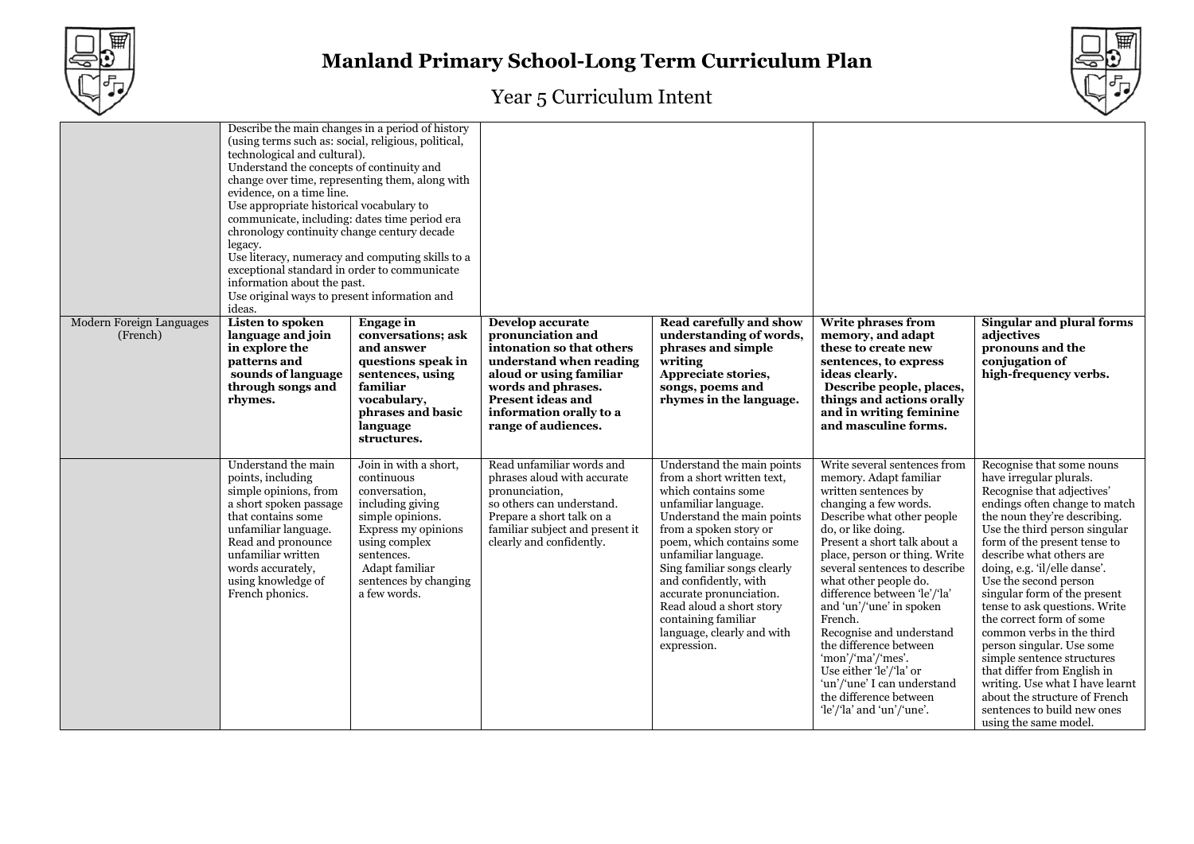# Manland Primary School-Long Term Curriculum Plan

## Year 5 Curriculum Intent

| | | | | | | |
|---|---|---|---|---|---|---|
| | Describe the main changes in a period of history (using terms such as: social, religious, political, technological and cultural). Understand the concepts of continuity and change over time, representing them, along with evidence, on a time line. Use appropriate historical vocabulary to communicate, including: dates time period era chronology continuity change century decade legacy. Use literacy, numeracy and computing skills to a exceptional standard in order to communicate information about the past. Use original ways to present information and ideas. | | | | | |
| Modern Foreign Languages (French) | **Listen to spoken language and join in explore the patterns and sounds of language through songs and rhymes.** | **Engage in conversations; ask and answer questions speak in sentences, using familiar vocabulary, phrases and basic language structures.** | **Develop accurate pronunciation and intonation so that others understand when reading aloud or using familiar words and phrases. Present ideas and information orally to a range of audiences.** | **Read carefully and show understanding of words, phrases and simple writing Appreciate stories, songs, poems and rhymes in the language.** | **Write phrases from memory, and adapt these to create new sentences, to express ideas clearly. Describe people, places, things and actions orally and in writing feminine and masculine forms.** | **Singular and plural forms adjectives pronouns and the conjugation of high-frequency verbs.** |
| | Understand the main points, including simple opinions, from a short spoken passage that contains some unfamiliar language. Read and pronounce unfamiliar written words accurately, using knowledge of French phonics. | Join in with a short, continuous conversation, including giving simple opinions. Express my opinions using complex sentences. Adapt familiar sentences by changing a few words. | Read unfamiliar words and phrases aloud with accurate pronunciation, so others can understand. Prepare a short talk on a familiar subject and present it clearly and confidently. | Understand the main points from a short written text, which contains some unfamiliar language. Understand the main points from a spoken story or poem, which contains some unfamiliar language. Sing familiar songs clearly and confidently, with accurate pronunciation. Read aloud a short story containing familiar language, clearly and with expression. | Write several sentences from memory. Adapt familiar written sentences by changing a few words. Describe what other people do, or like doing. Present a short talk about a place, person or thing. Write several sentences to describe what other people do. difference between 'le'/'la' and 'un'/'une' in spoken French. Recognise and understand the difference between 'mon'/'ma'/'mes'. Use either 'le'/'la' or 'un'/'une' I can understand the difference between 'le'/'la' and 'un'/'une'. | Recognise that some nouns have irregular plurals. Recognise that adjectives' endings often change to match the noun they're describing. Use the third person singular form of the present tense to describe what others are doing, e.g. 'il/elle danse'. Use the second person singular form of the present tense to ask questions. Write the correct form of some common verbs in the third person singular. Use some simple sentence structures that differ from English in writing. Use what I have learnt about the structure of French sentences to build new ones using the same model. |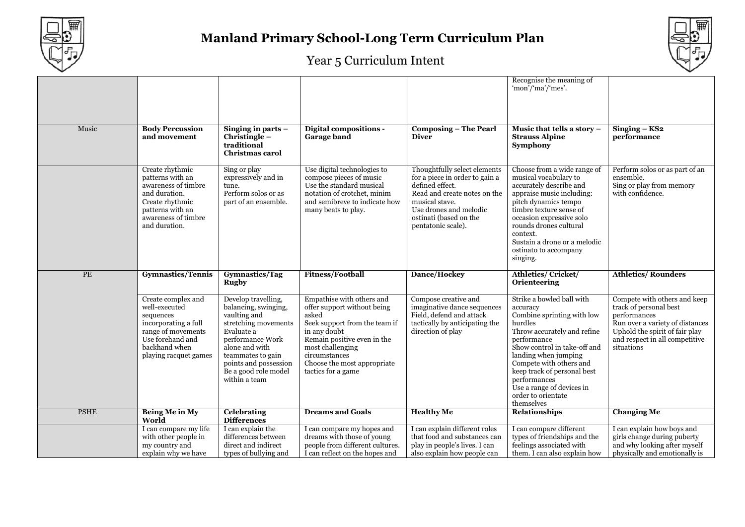# Manland Primary School-Long Term Curriculum Plan

## Year 5 Curriculum Intent

| | | | | | | |
|---|---|---|---|---|---|---|
| | | | | | Recognise the meaning of 'mon'/'ma'/'mes'. | |
| Music | **Body Percussion and movement** | **Singing in parts – Christingle – traditional Christmas carol** | **Digital compositions - Garage band** | **Composing – The Pearl Diver** | **Music that tells a story – Strauss Alpine Symphony** | **Singing – KS2 performance** |
| | Create rhythmic patterns with an awareness of timbre and duration. Create rhythmic patterns with an awareness of timbre and duration. | Sing or play expressively and in tune. Perform solos or as part of an ensemble. | Use digital technologies to compose pieces of music Use the standard musical notation of crotchet, minim and semibreve to indicate how many beats to play. | Thoughtfully select elements for a piece in order to gain a defined effect. Read and create notes on the musical stave. Use drones and melodic ostinati (based on the pentatonic scale). | Choose from a wide range of musical vocabulary to accurately describe and appraise music including: pitch dynamics tempo timbre texture sense of occasion expressive solo rounds drones cultural context. Sustain a drone or a melodic ostinato to accompany singing. | Perform solos or as part of an ensemble. Sing or play from memory with confidence. |
| PE | **Gymnastics/Tennis** | **Gymnastics/Tag Rugby** | **Fitness/Football** | **Dance/Hockey** | **Athletics/ Cricket/ Orienteering** | **Athletics/ Rounders** |
| | Create complex and well-executed sequences incorporating a full range of movements Use forehand and backhand when playing racquet games | Develop travelling, balancing, swinging, vaulting and stretching movements Evaluate a performance Work alone and with teammates to gain points and possession Be a good role model within a team | Empathise with others and offer support without being asked Seek support from the team if in any doubt Remain positive even in the most challenging circumstances Choose the most appropriate tactics for a game | Compose creative and imaginative dance sequences Field, defend and attack tactically by anticipating the direction of play | Strike a bowled ball with accuracy Combine sprinting with low hurdles Throw accurately and refine performance Show control in take-off and landing when jumping Compete with others and keep track of personal best performances Use a range of devices in order to orientate themselves | Compete with others and keep track of personal best performances Run over a variety of distances Uphold the spirit of fair play and respect in all competitive situations |
| PSHE | **Being Me in My World** | **Celebrating Differences** | **Dreams and Goals** | **Healthy Me** | **Relationships** | **Changing Me** |
| | I can compare my life with other people in my country and explain why we have | I can explain the differences between direct and indirect types of bullying and | I can compare my hopes and dreams with those of young people from different cultures. I can reflect on the hopes and | I can explain different roles that food and substances can play in people's lives. I can also explain how people can | I can compare different types of friendships and the feelings associated with them. I can also explain how | I can explain how boys and girls change during puberty and why looking after myself physically and emotionally is |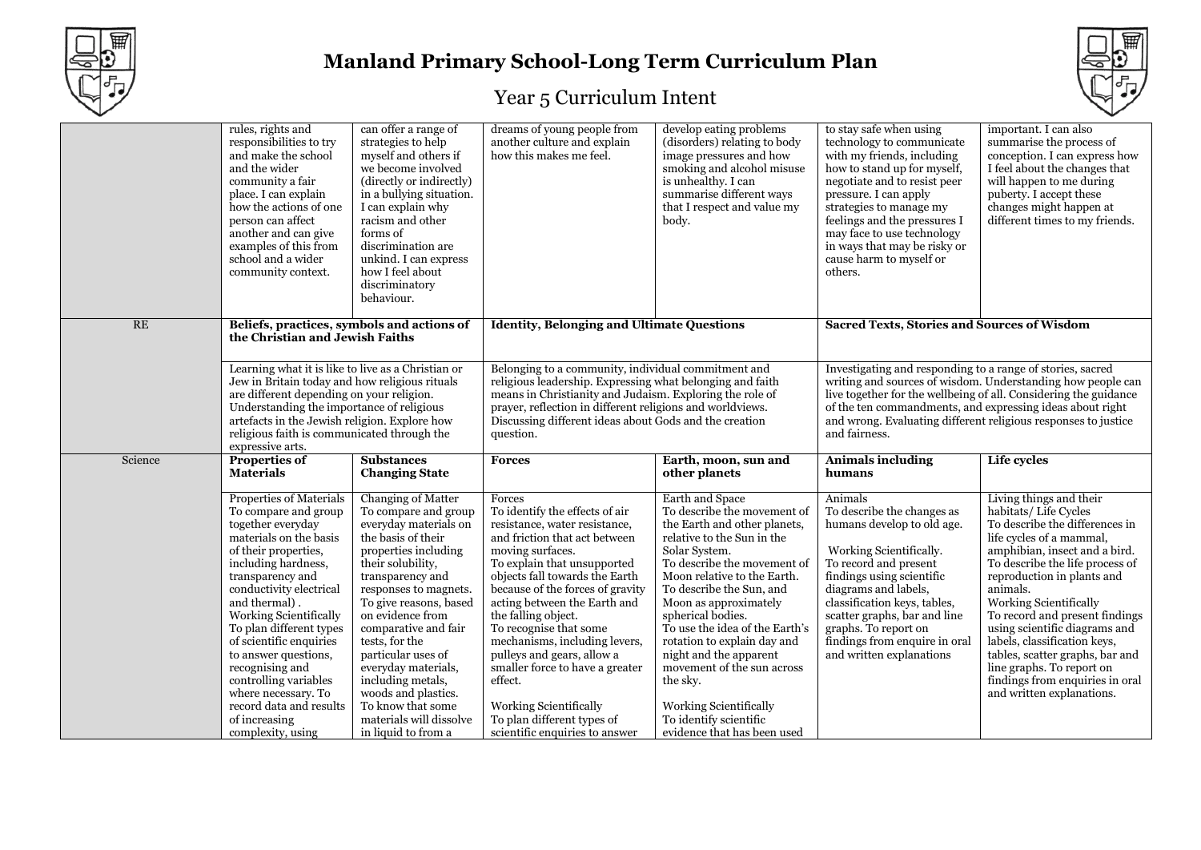# Manland Primary School-Long Term Curriculum Plan

## Year 5 Curriculum Intent

| | | | | | | |
|---|---|---|---|---|---|---|
| | rules, rights and responsibilities to try and make the school and the wider community a fair place. I can explain how the actions of one person can affect another and can give examples of this from school and a wider community context. | can offer a range of strategies to help myself and others if we become involved (directly or indirectly) in a bullying situation. I can explain why racism and other forms of discrimination are unkind. I can express how I feel about discriminatory behaviour. | dreams of young people from another culture and explain how this makes me feel. | develop eating problems (disorders) relating to body image pressures and how smoking and alcohol misuse is unhealthy. I can summarise different ways that I respect and value my body. | to stay safe when using technology to communicate with my friends, including how to stand up for myself, negotiate and to resist peer pressure. I can apply strategies to manage my feelings and the pressures I may face to use technology in ways that may be risky or cause harm to myself or others. | important. I can also summarise the process of conception. I can express how I feel about the changes that will happen to me during puberty. I accept these changes might happen at different times to my friends. |
| RE | **Beliefs, practices, symbols and actions of the Christian and Jewish Faiths** | | **Identity, Belonging and Ultimate Questions** | | **Sacred Texts, Stories and Sources of Wisdom** | |
| | Learning what it is like to live as a Christian or Jew in Britain today and how religious rituals are different depending on your religion. Understanding the importance of religious artefacts in the Jewish religion. Explore how religious faith is communicated through the expressive arts. | | Belonging to a community, individual commitment and religious leadership. Expressing what belonging and faith means in Christianity and Judaism. Exploring the role of prayer, reflection in different religions and worldviews. Discussing different ideas about Gods and the creation question. | | Investigating and responding to a range of stories, sacred writing and sources of wisdom. Understanding how people can live together for the wellbeing of all. Considering the guidance of the ten commandments, and expressing ideas about right and wrong. Evaluating different religious responses to justice and fairness. | |
| Science | **Properties of Materials** | **Substances Changing State** | **Forces** | **Earth, moon, sun and other planets** | **Animals including humans** | **Life cycles** |
| | Properties of Materials<br>To compare and group together everyday materials on the basis of their properties, including hardness, transparency and conductivity electrical and thermal) .<br>Working Scientifically<br>To plan different types of scientific enquiries to answer questions, recognising and controlling variables where necessary. To record data and results of increasing complexity, using | Changing of Matter<br>To compare and group everyday materials on the basis of their properties including their solubility, transparency and responses to magnets.<br>To give reasons, based on evidence from comparative and fair tests, for the particular uses of everyday materials, including metals, woods and plastics.<br>To know that some materials will dissolve in liquid to from a | Forces<br>To identify the effects of air resistance, water resistance, and friction that act between moving surfaces.<br>To explain that unsupported objects fall towards the Earth because of the forces of gravity acting between the Earth and the falling object.<br>To recognise that some mechanisms, including levers, pulleys and gears, allow a smaller force to have a greater effect.<br><br>Working Scientifically<br>To plan different types of scientific enquiries to answer | Earth and Space<br>To describe the movement of the Earth and other planets, relative to the Sun in the Solar System.<br>To describe the movement of Moon relative to the Earth.<br>To describe the Sun, and Moon as approximately spherical bodies.<br>To use the idea of the Earth's rotation to explain day and night and the apparent movement of the sun across the sky.<br><br>Working Scientifically<br>To identify scientific evidence that has been used | Animals<br>To describe the changes as humans develop to old age.<br><br>Working Scientifically.<br>To record and present findings using scientific diagrams and labels, classification keys, tables, scatter graphs, bar and line graphs. To report on findings from enquire in oral and written explanations | Living things and their habitats/ Life Cycles<br>To describe the differences in life cycles of a mammal, amphibian, insect and a bird.<br>To describe the life process of reproduction in plants and animals.<br>Working Scientifically<br>To record and present findings using scientific diagrams and labels, classification keys, tables, scatter graphs, bar and line graphs. To report on findings from enquiries in oral and written explanations. |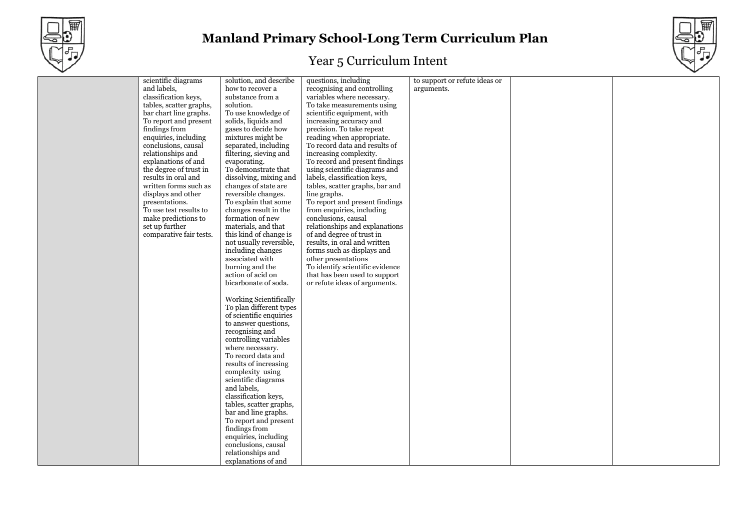# Manland Primary School-Long Term Curriculum Plan

## Year 5 Curriculum Intent

| | | | | | | |
|---|---|---|---|---|---|---|
| | scientific diagrams and labels, classification keys, tables, scatter graphs, bar chart line graphs. To report and present findings from enquiries, including conclusions, causal relationships and explanations of and the degree of trust in results in oral and written forms such as displays and other presentations. To use test results to make predictions to set up further comparative fair tests. | solution, and describe how to recover a substance from a solution. To use knowledge of solids, liquids and gases to decide how mixtures might be separated, including filtering, sieving and evaporating. To demonstrate that dissolving, mixing and changes of state are reversible changes. To explain that some changes result in the formation of new materials, and that this kind of change is not usually reversible, including changes associated with burning and the action of acid on bicarbonate of soda.<br><br>Working Scientifically To plan different types of scientific enquiries to answer questions, recognising and controlling variables where necessary. To record data and results of increasing complexity using scientific diagrams and labels, classification keys, tables, scatter graphs, bar and line graphs. To report and present findings from enquiries, including conclusions, causal relationships and explanations of and | questions, including recognising and controlling variables where necessary. To take measurements using scientific equipment, with increasing accuracy and precision. To take repeat reading when appropriate. To record data and results of increasing complexity. To record and present findings using scientific diagrams and labels, classification keys, tables, scatter graphs, bar and line graphs. To report and present findings from enquiries, including conclusions, causal relationships and explanations of and degree of trust in results, in oral and written forms such as displays and other presentations To identify scientific evidence that has been used to support or refute ideas of arguments. | to support or refute ideas or arguments. | | |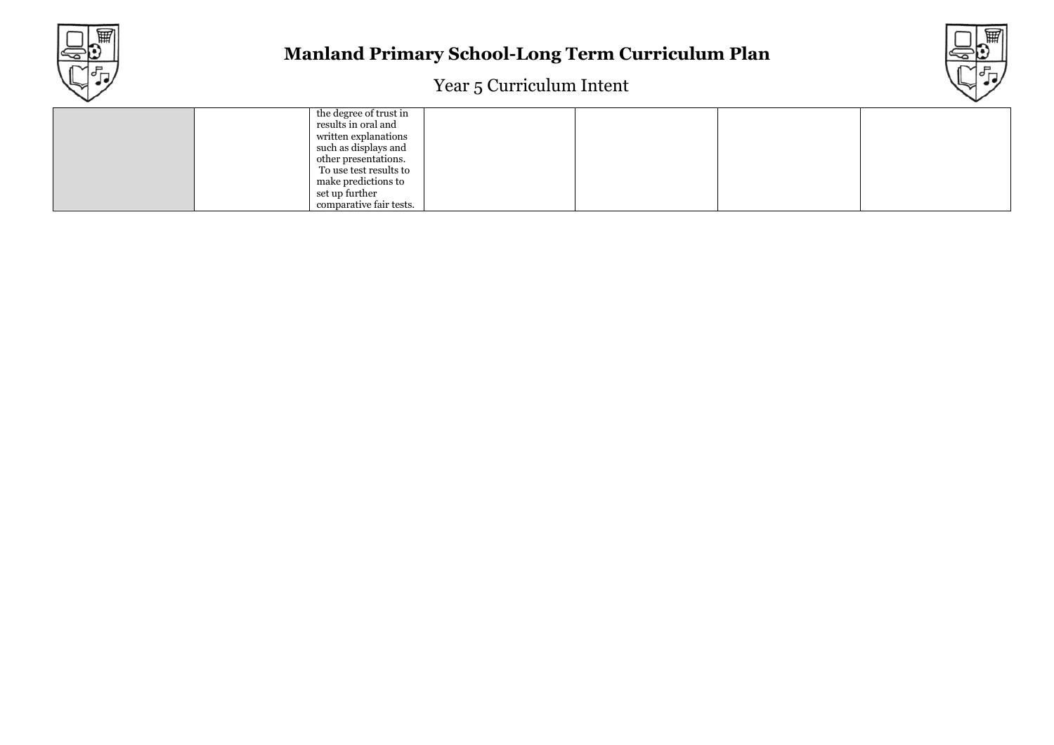# Manland Primary School-Long Term Curriculum Plan

Year 5 Curriculum Intent

| | | | | | | |
|---|---|---|---|---|---|---|
| | | the degree of trust in results in oral and written explanations such as displays and other presentations. To use test results to make predictions to set up further comparative fair tests. | | | | |